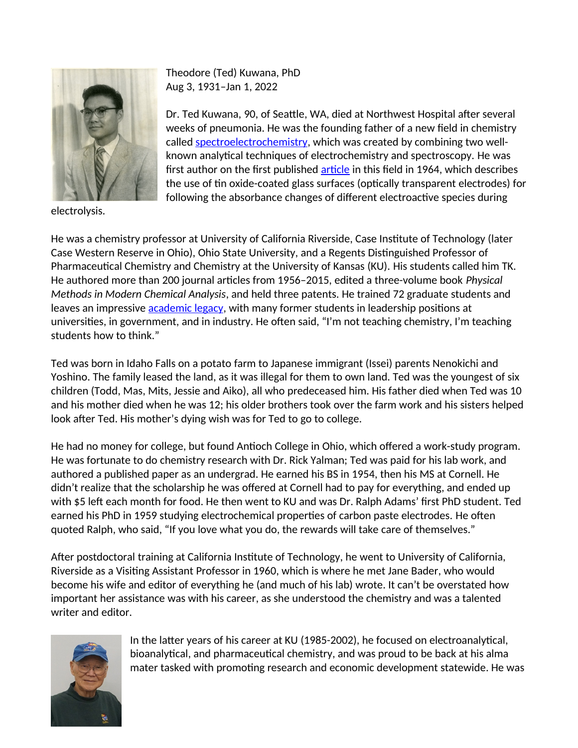Theodore (Ted) Kuwana, PhD
Aug 3, 1931–Jan 1, 2022

Dr. Ted Kuwana, 90, of Seattle, WA, died at Northwest Hospital after several weeks of pneumonia. He was the founding father of a new field in chemistry called spectroelectrochemistry, which was created by combining two well-known analytical techniques of electrochemistry and spectroscopy. He was first author on the first published article in this field in 1964, which describes the use of tin oxide-coated glass surfaces (optically transparent electrodes) for following the absorbance changes of different electroactive species during electrolysis.

He was a chemistry professor at University of California Riverside, Case Institute of Technology (later Case Western Reserve in Ohio), Ohio State University, and a Regents Distinguished Professor of Pharmaceutical Chemistry and Chemistry at the University of Kansas (KU). His students called him TK. He authored more than 200 journal articles from 1956–2015, edited a three-volume book *Physical Methods in Modern Chemical Analysis*, and held three patents. He trained 72 graduate students and leaves an impressive academic legacy, with many former students in leadership positions at universities, in government, and in industry. He often said, "I'm not teaching chemistry, I'm teaching students how to think."

Ted was born in Idaho Falls on a potato farm to Japanese immigrant (Issei) parents Nenokichi and Yoshino. The family leased the land, as it was illegal for them to own land. Ted was the youngest of six children (Todd, Mas, Mits, Jessie and Aiko), all who predeceased him. His father died when Ted was 10 and his mother died when he was 12; his older brothers took over the farm work and his sisters helped look after Ted. His mother's dying wish was for Ted to go to college.

He had no money for college, but found Antioch College in Ohio, which offered a work-study program. He was fortunate to do chemistry research with Dr. Rick Yalman; Ted was paid for his lab work, and authored a published paper as an undergrad. He earned his BS in 1954, then his MS at Cornell. He didn't realize that the scholarship he was offered at Cornell had to pay for everything, and ended up with $5 left each month for food. He then went to KU and was Dr. Ralph Adams' first PhD student. Ted earned his PhD in 1959 studying electrochemical properties of carbon paste electrodes. He often quoted Ralph, who said, "If you love what you do, the rewards will take care of themselves."

After postdoctoral training at California Institute of Technology, he went to University of California, Riverside as a Visiting Assistant Professor in 1960, which is where he met Jane Bader, who would become his wife and editor of everything he (and much of his lab) wrote. It can't be overstated how important her assistance was with his career, as she understood the chemistry and was a talented writer and editor.

In the latter years of his career at KU (1985-2002), he focused on electroanalytical, bioanalytical, and pharmaceutical chemistry, and was proud to be back at his alma mater tasked with promoting research and economic development statewide. He was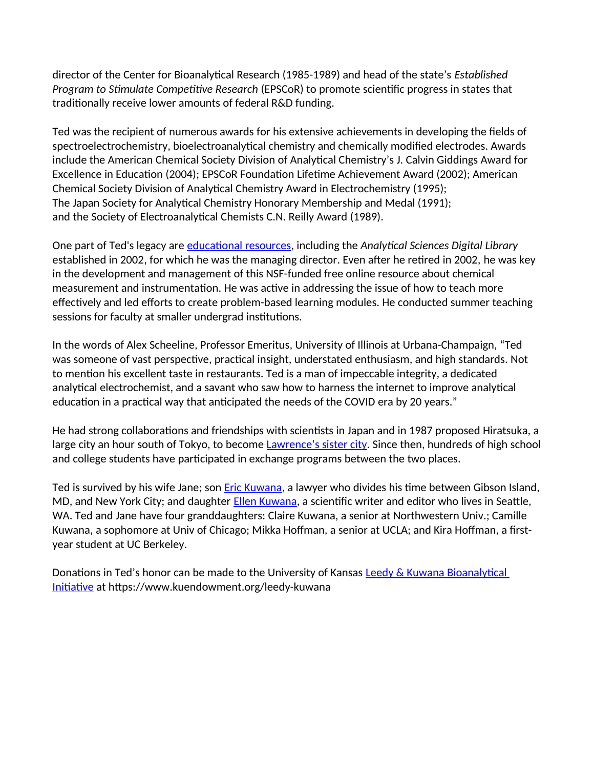director of the Center for Bioanalytical Research (1985-1989) and head of the state's *Established Program to Stimulate Competitive Research* (EPSCoR) to promote scientific progress in states that traditionally receive lower amounts of federal R&D funding.

Ted was the recipient of numerous awards for his extensive achievements in developing the fields of spectroelectrochemistry, bioelectroanalytical chemistry and chemically modified electrodes. Awards include the American Chemical Society Division of Analytical Chemistry's J. Calvin Giddings Award for Excellence in Education (2004); EPSCoR Foundation Lifetime Achievement Award (2002); American Chemical Society Division of Analytical Chemistry Award in Electrochemistry (1995); The Japan Society for Analytical Chemistry Honorary Membership and Medal (1991); and the Society of Electroanalytical Chemists C.N. Reilly Award (1989).

One part of Ted's legacy are educational resources, including the *Analytical Sciences Digital Library* established in 2002, for which he was the managing director. Even after he retired in 2002, he was key in the development and management of this NSF-funded free online resource about chemical measurement and instrumentation. He was active in addressing the issue of how to teach more effectively and led efforts to create problem-based learning modules. He conducted summer teaching sessions for faculty at smaller undergrad institutions.

In the words of Alex Scheeline, Professor Emeritus, University of Illinois at Urbana-Champaign, "Ted was someone of vast perspective, practical insight, understated enthusiasm, and high standards. Not to mention his excellent taste in restaurants. Ted is a man of impeccable integrity, a dedicated analytical electrochemist, and a savant who saw how to harness the internet to improve analytical education in a practical way that anticipated the needs of the COVID era by 20 years."

He had strong collaborations and friendships with scientists in Japan and in 1987 proposed Hiratsuka, a large city an hour south of Tokyo, to become Lawrence's sister city. Since then, hundreds of high school and college students have participated in exchange programs between the two places.

Ted is survived by his wife Jane; son Eric Kuwana, a lawyer who divides his time between Gibson Island, MD, and New York City; and daughter Ellen Kuwana, a scientific writer and editor who lives in Seattle, WA. Ted and Jane have four granddaughters: Claire Kuwana, a senior at Northwestern Univ.; Camille Kuwana, a sophomore at Univ of Chicago; Mikka Hoffman, a senior at UCLA; and Kira Hoffman, a first-year student at UC Berkeley.

Donations in Ted's honor can be made to the University of Kansas Leedy & Kuwana Bioanalytical Initiative at https://www.kuendowment.org/leedy-kuwana